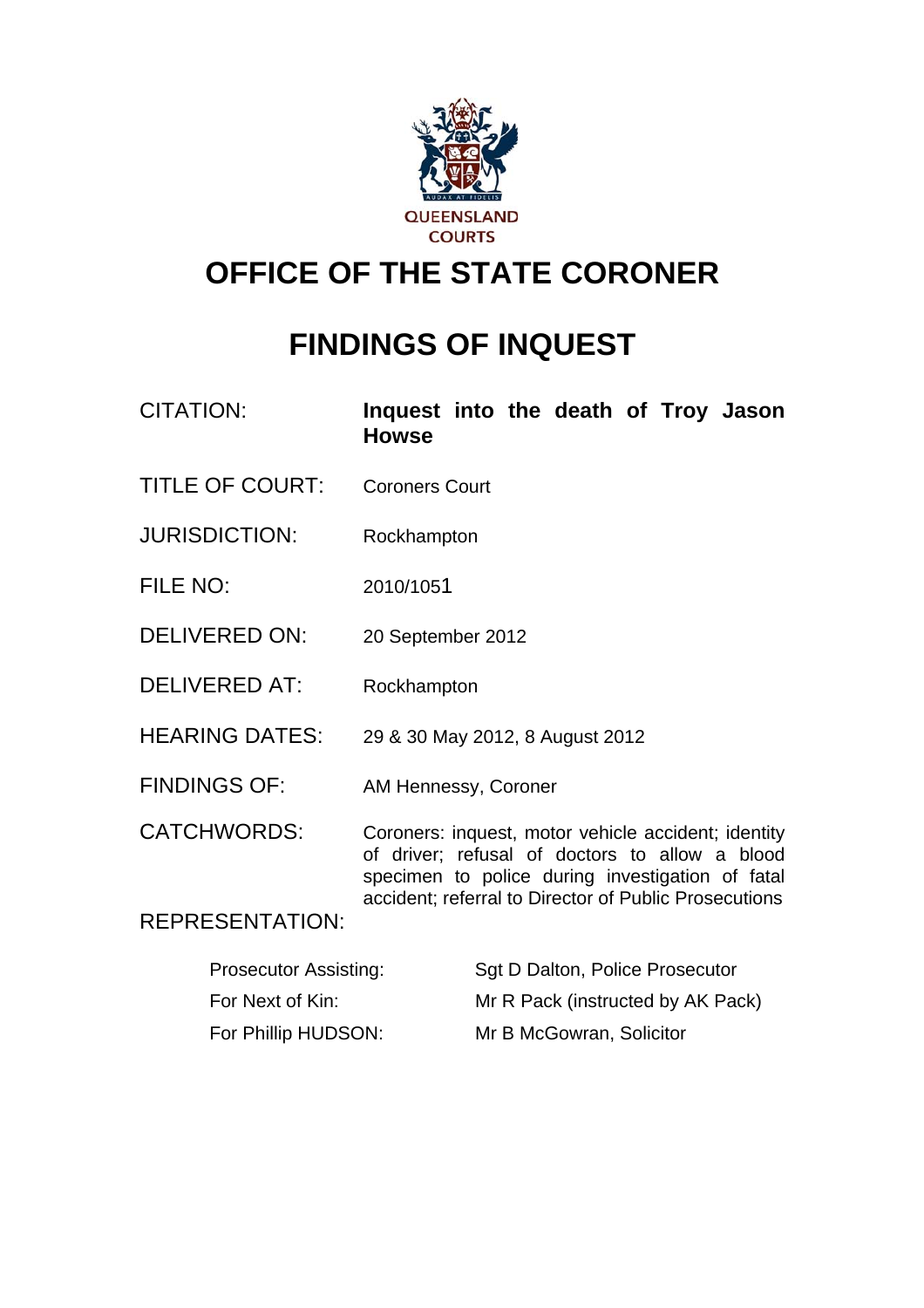QUEENSLAND COURTS

# OFFICE OF THE STATE CORONER

# FINDINGS OF INQUEST

| | |
|---|---|
| CITATION: | **Inquest into the death of Troy Jason Howse** |
| TITLE OF COURT: | Coroners Court |
| JURISDICTION: | Rockhampton |
| FILE NO: | 2010/1051 |
| DELIVERED ON: | 20 September 2012 |
| DELIVERED AT: | Rockhampton |
| HEARING DATES: | 29 & 30 May 2012, 8 August 2012 |
| FINDINGS OF: | AM Hennessy, Coroner |
| CATCHWORDS: | Coroners: inquest, motor vehicle accident; identity of driver; refusal of doctors to allow a blood specimen to police during investigation of fatal accident; referral to Director of Public Prosecutions |

REPRESENTATION:

| | |
|---|---|
| Prosecutor Assisting: | Sgt D Dalton, Police Prosecutor |
| For Next of Kin: | Mr R Pack (instructed by AK Pack) |
| For Phillip HUDSON: | Mr B McGowran, Solicitor |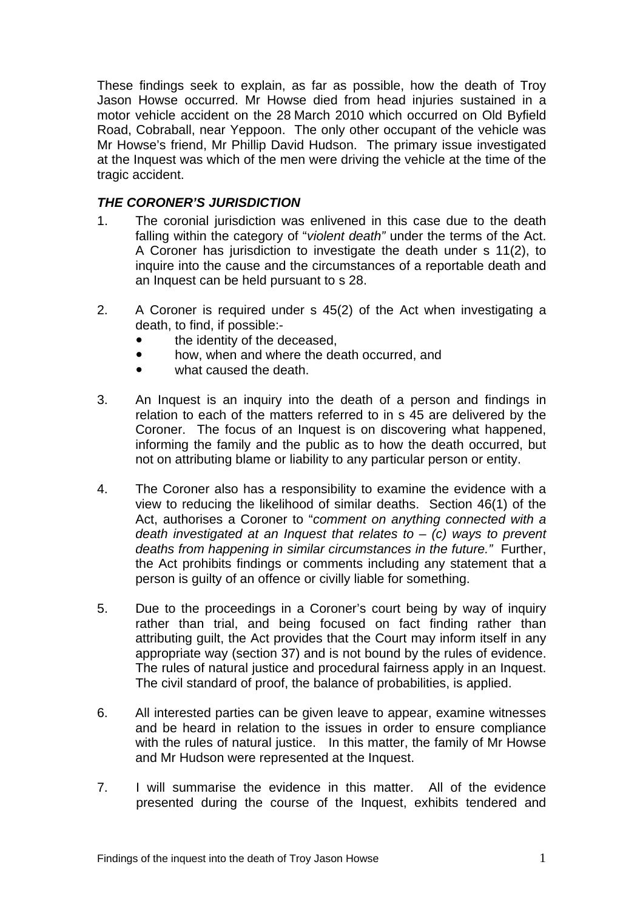These findings seek to explain, as far as possible, how the death of Troy Jason Howse occurred. Mr Howse died from head injuries sustained in a motor vehicle accident on the 28 March 2010 which occurred on Old Byfield Road, Cobraball, near Yeppoon. The only other occupant of the vehicle was Mr Howse's friend, Mr Phillip David Hudson. The primary issue investigated at the Inquest was which of the men were driving the vehicle at the time of the tragic accident.

### *THE CORONER'S JURISDICTION*

1. The coronial jurisdiction was enlivened in this case due to the death falling within the category of "*violent death*" under the terms of the Act. A Coroner has jurisdiction to investigate the death under s 11(2), to inquire into the cause and the circumstances of a reportable death and an Inquest can be held pursuant to s 28.

2. A Coroner is required under s 45(2) of the Act when investigating a death, to find, if possible:-
   - the identity of the deceased,
   - how, when and where the death occurred, and
   - what caused the death.

3. An Inquest is an inquiry into the death of a person and findings in relation to each of the matters referred to in s 45 are delivered by the Coroner. The focus of an Inquest is on discovering what happened, informing the family and the public as to how the death occurred, but not on attributing blame or liability to any particular person or entity.

4. The Coroner also has a responsibility to examine the evidence with a view to reducing the likelihood of similar deaths. Section 46(1) of the Act, authorises a Coroner to "*comment on anything connected with a death investigated at an Inquest that relates to – (c) ways to prevent deaths from happening in similar circumstances in the future.*" Further, the Act prohibits findings or comments including any statement that a person is guilty of an offence or civilly liable for something.

5. Due to the proceedings in a Coroner's court being by way of inquiry rather than trial, and being focused on fact finding rather than attributing guilt, the Act provides that the Court may inform itself in any appropriate way (section 37) and is not bound by the rules of evidence. The rules of natural justice and procedural fairness apply in an Inquest. The civil standard of proof, the balance of probabilities, is applied.

6. All interested parties can be given leave to appear, examine witnesses and be heard in relation to the issues in order to ensure compliance with the rules of natural justice. In this matter, the family of Mr Howse and Mr Hudson were represented at the Inquest.

7. I will summarise the evidence in this matter. All of the evidence presented during the course of the Inquest, exhibits tendered and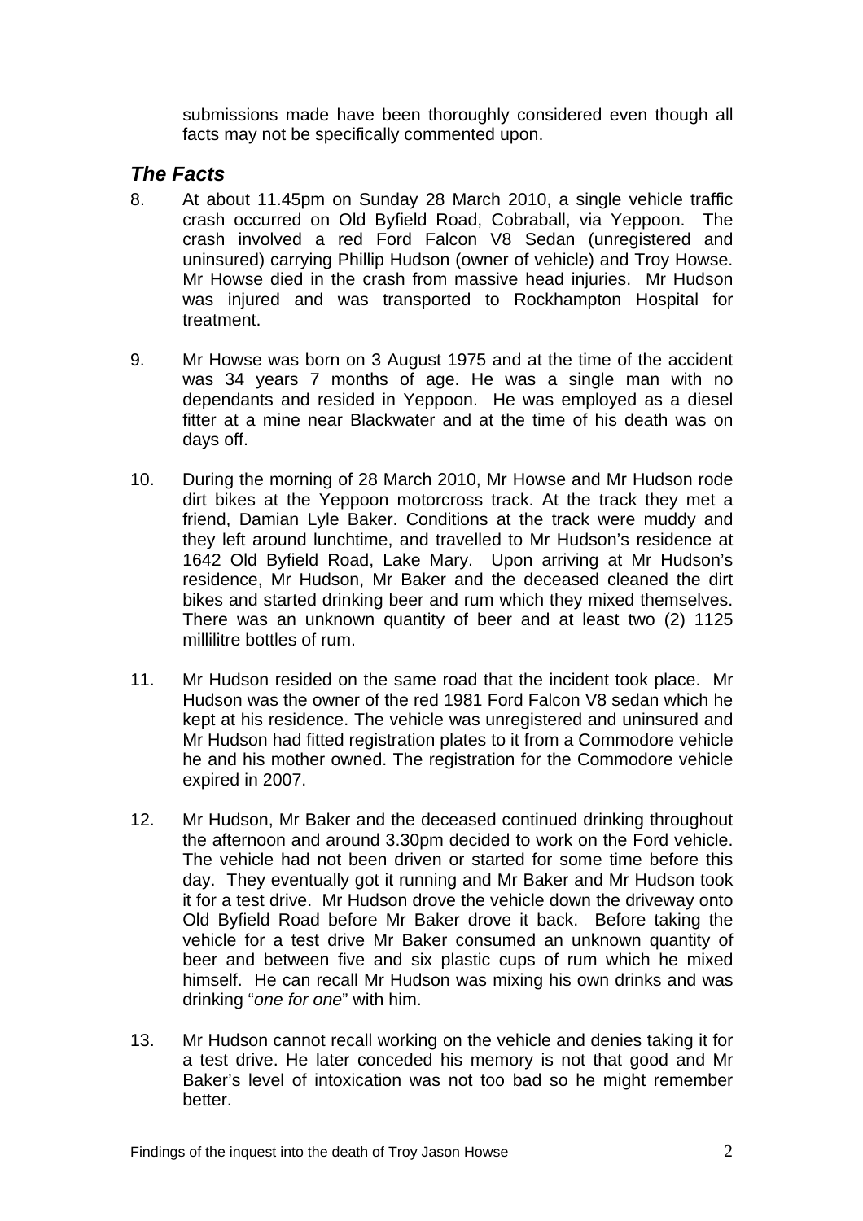submissions made have been thoroughly considered even though all facts may not be specifically commented upon.

## *The Facts*

8. At about 11.45pm on Sunday 28 March 2010, a single vehicle traffic crash occurred on Old Byfield Road, Cobraball, via Yeppoon. The crash involved a red Ford Falcon V8 Sedan (unregistered and uninsured) carrying Phillip Hudson (owner of vehicle) and Troy Howse. Mr Howse died in the crash from massive head injuries. Mr Hudson was injured and was transported to Rockhampton Hospital for treatment.

9. Mr Howse was born on 3 August 1975 and at the time of the accident was 34 years 7 months of age. He was a single man with no dependants and resided in Yeppoon. He was employed as a diesel fitter at a mine near Blackwater and at the time of his death was on days off.

10. During the morning of 28 March 2010, Mr Howse and Mr Hudson rode dirt bikes at the Yeppoon motorcross track. At the track they met a friend, Damian Lyle Baker. Conditions at the track were muddy and they left around lunchtime, and travelled to Mr Hudson's residence at 1642 Old Byfield Road, Lake Mary. Upon arriving at Mr Hudson's residence, Mr Hudson, Mr Baker and the deceased cleaned the dirt bikes and started drinking beer and rum which they mixed themselves. There was an unknown quantity of beer and at least two (2) 1125 millilitre bottles of rum.

11. Mr Hudson resided on the same road that the incident took place. Mr Hudson was the owner of the red 1981 Ford Falcon V8 sedan which he kept at his residence. The vehicle was unregistered and uninsured and Mr Hudson had fitted registration plates to it from a Commodore vehicle he and his mother owned. The registration for the Commodore vehicle expired in 2007.

12. Mr Hudson, Mr Baker and the deceased continued drinking throughout the afternoon and around 3.30pm decided to work on the Ford vehicle. The vehicle had not been driven or started for some time before this day. They eventually got it running and Mr Baker and Mr Hudson took it for a test drive. Mr Hudson drove the vehicle down the driveway onto Old Byfield Road before Mr Baker drove it back. Before taking the vehicle for a test drive Mr Baker consumed an unknown quantity of beer and between five and six plastic cups of rum which he mixed himself. He can recall Mr Hudson was mixing his own drinks and was drinking "*one for one*" with him.

13. Mr Hudson cannot recall working on the vehicle and denies taking it for a test drive. He later conceded his memory is not that good and Mr Baker's level of intoxication was not too bad so he might remember better.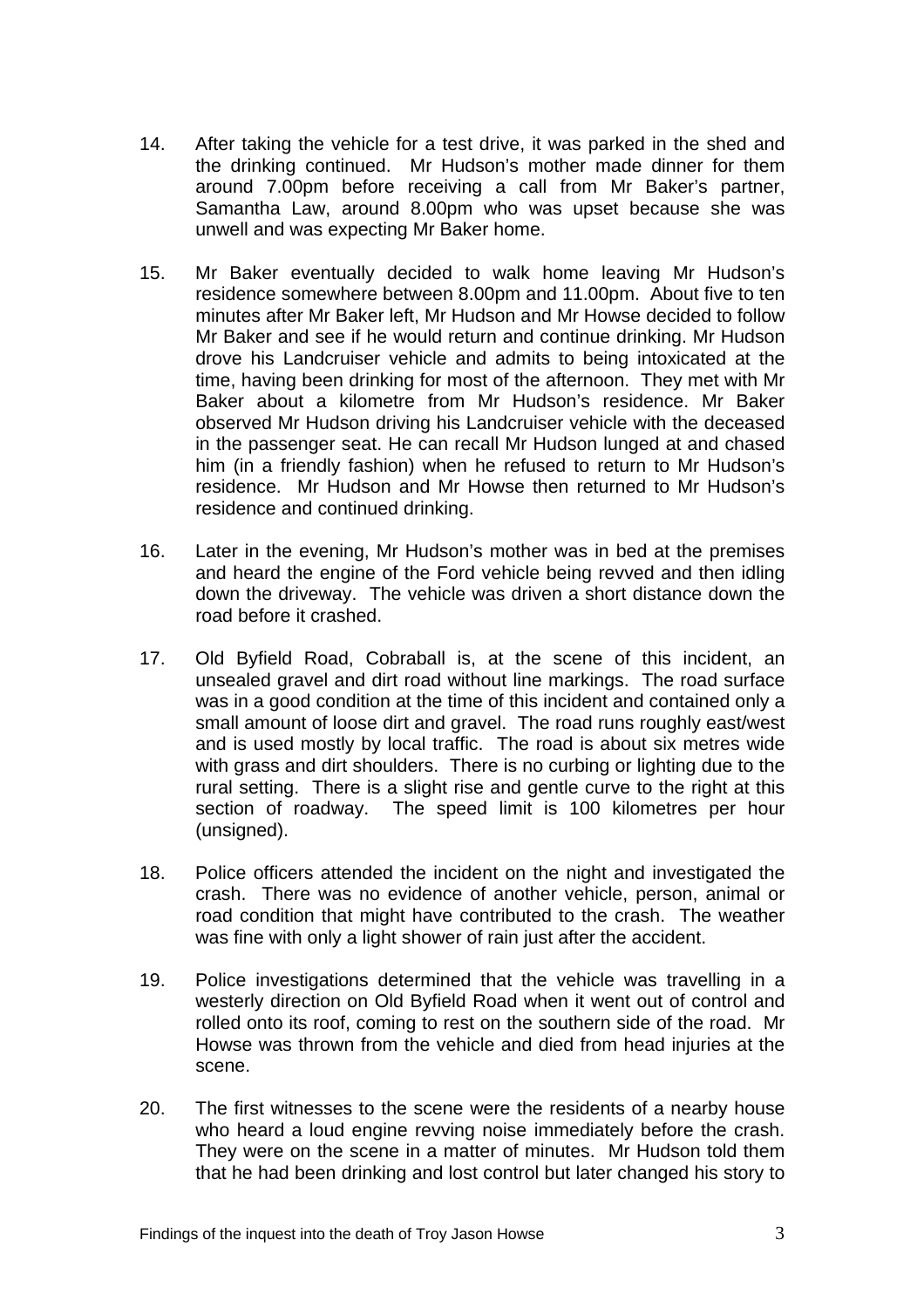14. After taking the vehicle for a test drive, it was parked in the shed and the drinking continued. Mr Hudson's mother made dinner for them around 7.00pm before receiving a call from Mr Baker's partner, Samantha Law, around 8.00pm who was upset because she was unwell and was expecting Mr Baker home.

15. Mr Baker eventually decided to walk home leaving Mr Hudson's residence somewhere between 8.00pm and 11.00pm. About five to ten minutes after Mr Baker left, Mr Hudson and Mr Howse decided to follow Mr Baker and see if he would return and continue drinking. Mr Hudson drove his Landcruiser vehicle and admits to being intoxicated at the time, having been drinking for most of the afternoon. They met with Mr Baker about a kilometre from Mr Hudson's residence. Mr Baker observed Mr Hudson driving his Landcruiser vehicle with the deceased in the passenger seat. He can recall Mr Hudson lunged at and chased him (in a friendly fashion) when he refused to return to Mr Hudson's residence. Mr Hudson and Mr Howse then returned to Mr Hudson's residence and continued drinking.

16. Later in the evening, Mr Hudson's mother was in bed at the premises and heard the engine of the Ford vehicle being revved and then idling down the driveway. The vehicle was driven a short distance down the road before it crashed.

17. Old Byfield Road, Cobraball is, at the scene of this incident, an unsealed gravel and dirt road without line markings. The road surface was in a good condition at the time of this incident and contained only a small amount of loose dirt and gravel. The road runs roughly east/west and is used mostly by local traffic. The road is about six metres wide with grass and dirt shoulders. There is no curbing or lighting due to the rural setting. There is a slight rise and gentle curve to the right at this section of roadway. The speed limit is 100 kilometres per hour (unsigned).

18. Police officers attended the incident on the night and investigated the crash. There was no evidence of another vehicle, person, animal or road condition that might have contributed to the crash. The weather was fine with only a light shower of rain just after the accident.

19. Police investigations determined that the vehicle was travelling in a westerly direction on Old Byfield Road when it went out of control and rolled onto its roof, coming to rest on the southern side of the road. Mr Howse was thrown from the vehicle and died from head injuries at the scene.

20. The first witnesses to the scene were the residents of a nearby house who heard a loud engine revving noise immediately before the crash. They were on the scene in a matter of minutes. Mr Hudson told them that he had been drinking and lost control but later changed his story to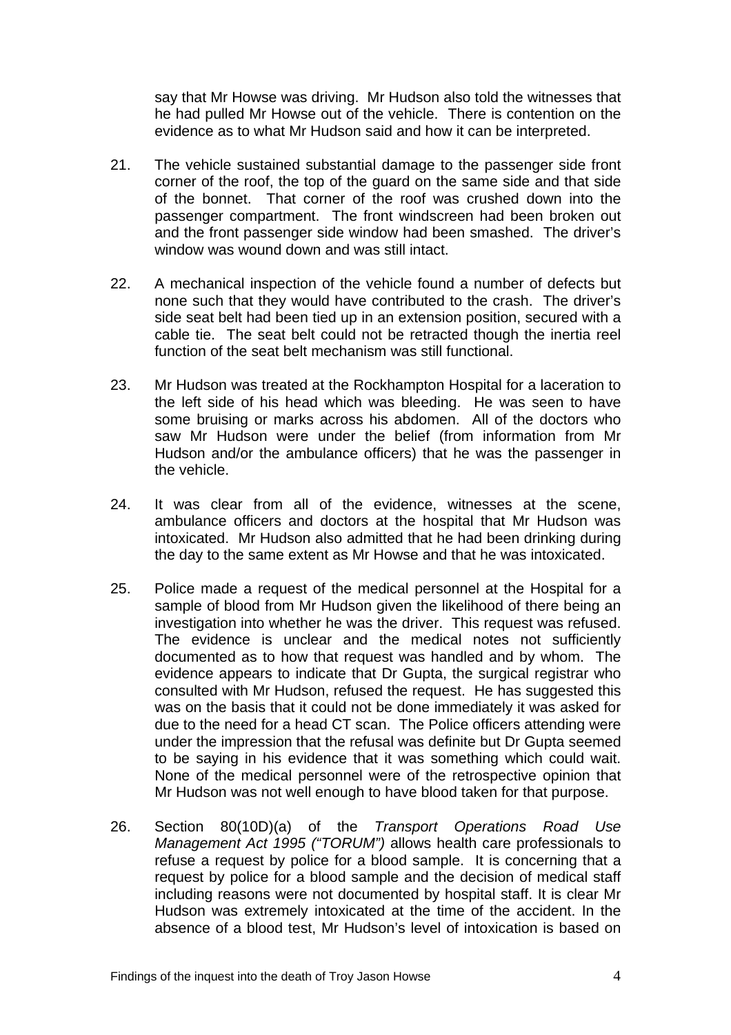say that Mr Howse was driving. Mr Hudson also told the witnesses that he had pulled Mr Howse out of the vehicle. There is contention on the evidence as to what Mr Hudson said and how it can be interpreted.

21. The vehicle sustained substantial damage to the passenger side front corner of the roof, the top of the guard on the same side and that side of the bonnet. That corner of the roof was crushed down into the passenger compartment. The front windscreen had been broken out and the front passenger side window had been smashed. The driver's window was wound down and was still intact.

22. A mechanical inspection of the vehicle found a number of defects but none such that they would have contributed to the crash. The driver's side seat belt had been tied up in an extension position, secured with a cable tie. The seat belt could not be retracted though the inertia reel function of the seat belt mechanism was still functional.

23. Mr Hudson was treated at the Rockhampton Hospital for a laceration to the left side of his head which was bleeding. He was seen to have some bruising or marks across his abdomen. All of the doctors who saw Mr Hudson were under the belief (from information from Mr Hudson and/or the ambulance officers) that he was the passenger in the vehicle.

24. It was clear from all of the evidence, witnesses at the scene, ambulance officers and doctors at the hospital that Mr Hudson was intoxicated. Mr Hudson also admitted that he had been drinking during the day to the same extent as Mr Howse and that he was intoxicated.

25. Police made a request of the medical personnel at the Hospital for a sample of blood from Mr Hudson given the likelihood of there being an investigation into whether he was the driver. This request was refused. The evidence is unclear and the medical notes not sufficiently documented as to how that request was handled and by whom. The evidence appears to indicate that Dr Gupta, the surgical registrar who consulted with Mr Hudson, refused the request. He has suggested this was on the basis that it could not be done immediately it was asked for due to the need for a head CT scan. The Police officers attending were under the impression that the refusal was definite but Dr Gupta seemed to be saying in his evidence that it was something which could wait. None of the medical personnel were of the retrospective opinion that Mr Hudson was not well enough to have blood taken for that purpose.

26. Section 80(10D)(a) of the *Transport Operations Road Use Management Act 1995 ("TORUM")* allows health care professionals to refuse a request by police for a blood sample. It is concerning that a request by police for a blood sample and the decision of medical staff including reasons were not documented by hospital staff. It is clear Mr Hudson was extremely intoxicated at the time of the accident. In the absence of a blood test, Mr Hudson's level of intoxication is based on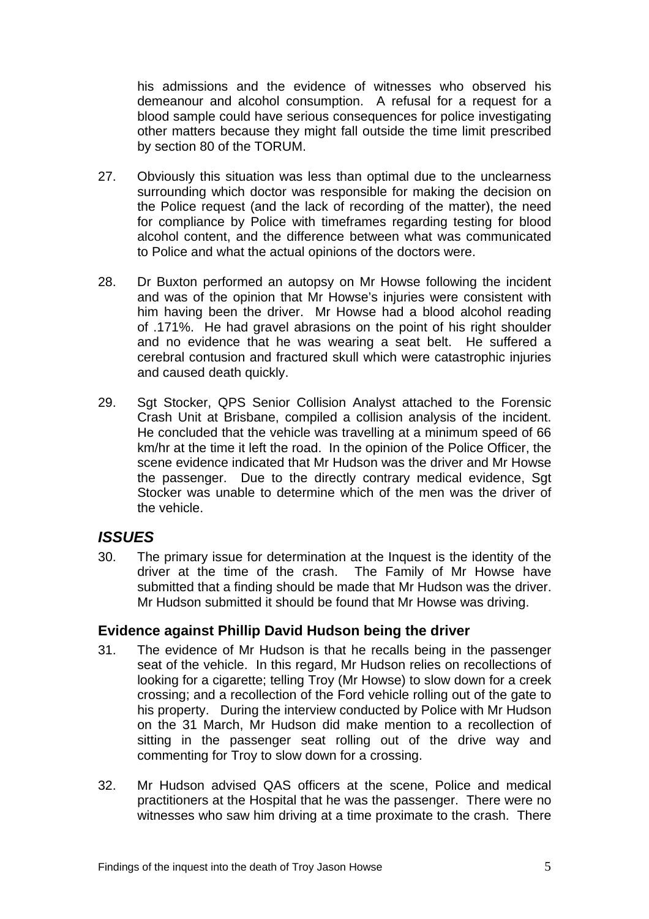his admissions and the evidence of witnesses who observed his demeanour and alcohol consumption. A refusal for a request for a blood sample could have serious consequences for police investigating other matters because they might fall outside the time limit prescribed by section 80 of the TORUM.

27. Obviously this situation was less than optimal due to the unclearness surrounding which doctor was responsible for making the decision on the Police request (and the lack of recording of the matter), the need for compliance by Police with timeframes regarding testing for blood alcohol content, and the difference between what was communicated to Police and what the actual opinions of the doctors were.

28. Dr Buxton performed an autopsy on Mr Howse following the incident and was of the opinion that Mr Howse's injuries were consistent with him having been the driver. Mr Howse had a blood alcohol reading of .171%. He had gravel abrasions on the point of his right shoulder and no evidence that he was wearing a seat belt. He suffered a cerebral contusion and fractured skull which were catastrophic injuries and caused death quickly.

29. Sgt Stocker, QPS Senior Collision Analyst attached to the Forensic Crash Unit at Brisbane, compiled a collision analysis of the incident. He concluded that the vehicle was travelling at a minimum speed of 66 km/hr at the time it left the road. In the opinion of the Police Officer, the scene evidence indicated that Mr Hudson was the driver and Mr Howse the passenger. Due to the directly contrary medical evidence, Sgt Stocker was unable to determine which of the men was the driver of the vehicle.

## *ISSUES*

30. The primary issue for determination at the Inquest is the identity of the driver at the time of the crash. The Family of Mr Howse have submitted that a finding should be made that Mr Hudson was the driver. Mr Hudson submitted it should be found that Mr Howse was driving.

### Evidence against Phillip David Hudson being the driver

31. The evidence of Mr Hudson is that he recalls being in the passenger seat of the vehicle. In this regard, Mr Hudson relies on recollections of looking for a cigarette; telling Troy (Mr Howse) to slow down for a creek crossing; and a recollection of the Ford vehicle rolling out of the gate to his property. During the interview conducted by Police with Mr Hudson on the 31 March, Mr Hudson did make mention to a recollection of sitting in the passenger seat rolling out of the drive way and commenting for Troy to slow down for a crossing.

32. Mr Hudson advised QAS officers at the scene, Police and medical practitioners at the Hospital that he was the passenger. There were no witnesses who saw him driving at a time proximate to the crash. There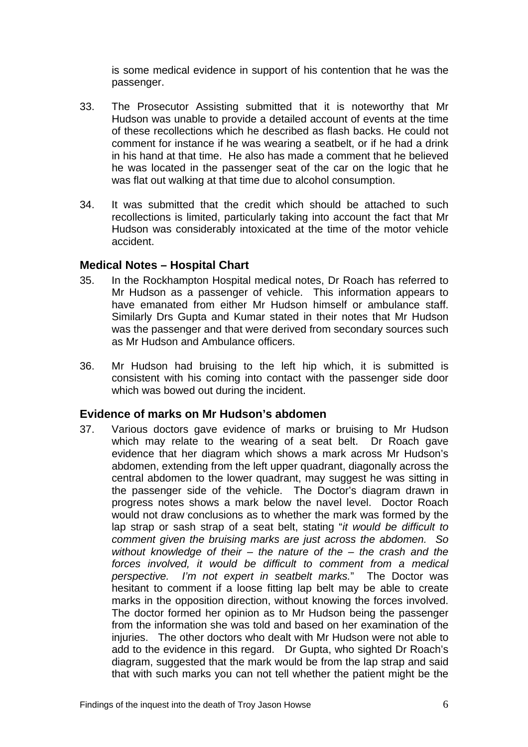is some medical evidence in support of his contention that he was the passenger.

33. The Prosecutor Assisting submitted that it is noteworthy that Mr Hudson was unable to provide a detailed account of events at the time of these recollections which he described as flash backs. He could not comment for instance if he was wearing a seatbelt, or if he had a drink in his hand at that time. He also has made a comment that he believed he was located in the passenger seat of the car on the logic that he was flat out walking at that time due to alcohol consumption.

34. It was submitted that the credit which should be attached to such recollections is limited, particularly taking into account the fact that Mr Hudson was considerably intoxicated at the time of the motor vehicle accident.

## Medical Notes – Hospital Chart

35. In the Rockhampton Hospital medical notes, Dr Roach has referred to Mr Hudson as a passenger of vehicle. This information appears to have emanated from either Mr Hudson himself or ambulance staff. Similarly Drs Gupta and Kumar stated in their notes that Mr Hudson was the passenger and that were derived from secondary sources such as Mr Hudson and Ambulance officers.

36. Mr Hudson had bruising to the left hip which, it is submitted is consistent with his coming into contact with the passenger side door which was bowed out during the incident.

## Evidence of marks on Mr Hudson's abdomen

37. Various doctors gave evidence of marks or bruising to Mr Hudson which may relate to the wearing of a seat belt. Dr Roach gave evidence that her diagram which shows a mark across Mr Hudson's abdomen, extending from the left upper quadrant, diagonally across the central abdomen to the lower quadrant, may suggest he was sitting in the passenger side of the vehicle. The Doctor's diagram drawn in progress notes shows a mark below the navel level. Doctor Roach would not draw conclusions as to whether the mark was formed by the lap strap or sash strap of a seat belt, stating "*it would be difficult to comment given the bruising marks are just across the abdomen. So without knowledge of their – the nature of the – the crash and the forces involved, it would be difficult to comment from a medical perspective. I'm not expert in seatbelt marks.*" The Doctor was hesitant to comment if a loose fitting lap belt may be able to create marks in the opposition direction, without knowing the forces involved. The doctor formed her opinion as to Mr Hudson being the passenger from the information she was told and based on her examination of the injuries. The other doctors who dealt with Mr Hudson were not able to add to the evidence in this regard. Dr Gupta, who sighted Dr Roach's diagram, suggested that the mark would be from the lap strap and said that with such marks you can not tell whether the patient might be the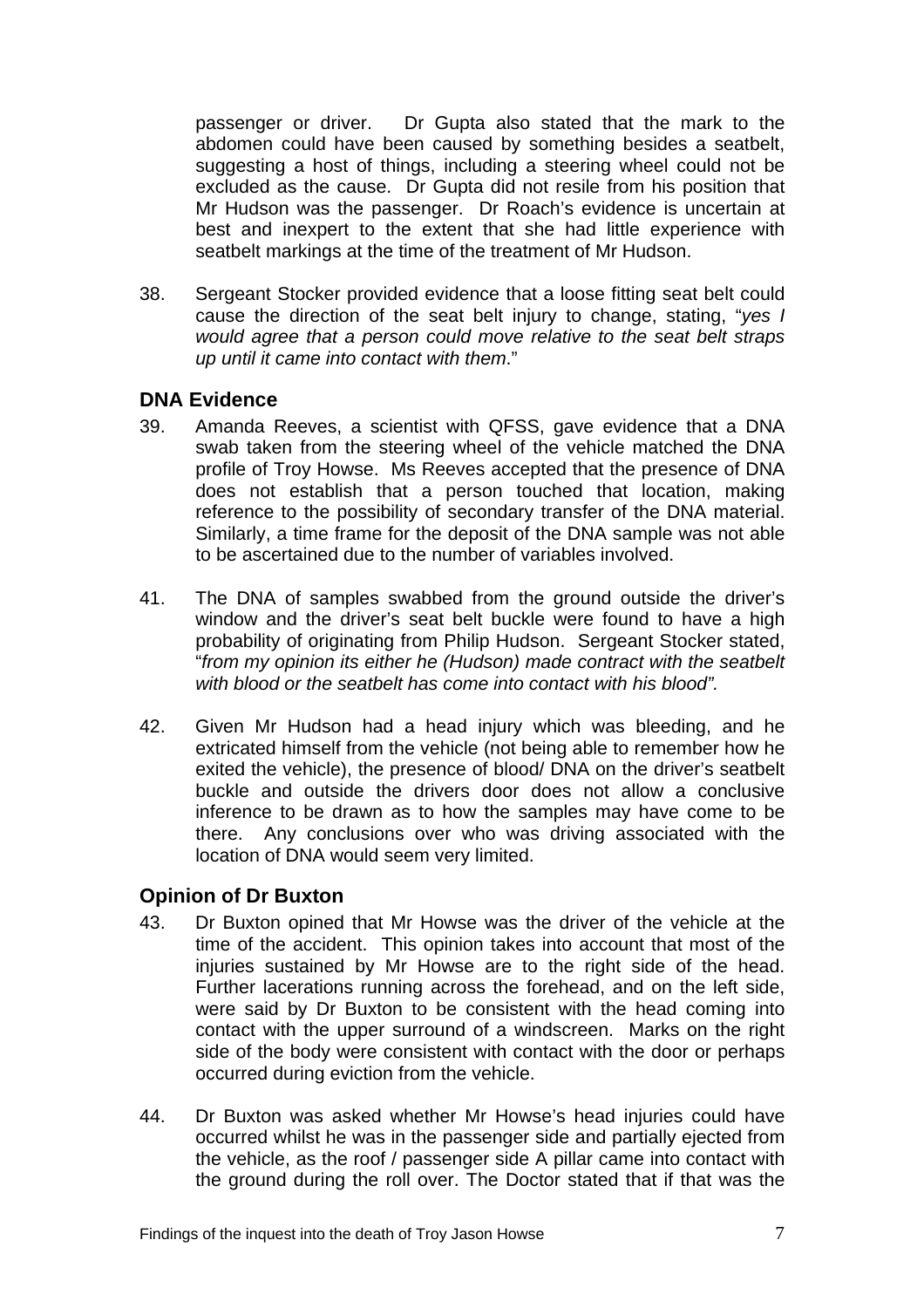passenger or driver. Dr Gupta also stated that the mark to the abdomen could have been caused by something besides a seatbelt, suggesting a host of things, including a steering wheel could not be excluded as the cause. Dr Gupta did not resile from his position that Mr Hudson was the passenger. Dr Roach's evidence is uncertain at best and inexpert to the extent that she had little experience with seatbelt markings at the time of the treatment of Mr Hudson.

38. Sergeant Stocker provided evidence that a loose fitting seat belt could cause the direction of the seat belt injury to change, stating, "*yes I would agree that a person could move relative to the seat belt straps up until it came into contact with them*."

## DNA Evidence

39. Amanda Reeves, a scientist with QFSS, gave evidence that a DNA swab taken from the steering wheel of the vehicle matched the DNA profile of Troy Howse. Ms Reeves accepted that the presence of DNA does not establish that a person touched that location, making reference to the possibility of secondary transfer of the DNA material. Similarly, a time frame for the deposit of the DNA sample was not able to be ascertained due to the number of variables involved.

41. The DNA of samples swabbed from the ground outside the driver's window and the driver's seat belt buckle were found to have a high probability of originating from Philip Hudson. Sergeant Stocker stated, "*from my opinion its either he (Hudson) made contract with the seatbelt with blood or the seatbelt has come into contact with his blood".*

42. Given Mr Hudson had a head injury which was bleeding, and he extricated himself from the vehicle (not being able to remember how he exited the vehicle), the presence of blood/ DNA on the driver's seatbelt buckle and outside the drivers door does not allow a conclusive inference to be drawn as to how the samples may have come to be there. Any conclusions over who was driving associated with the location of DNA would seem very limited.

## Opinion of Dr Buxton

43. Dr Buxton opined that Mr Howse was the driver of the vehicle at the time of the accident. This opinion takes into account that most of the injuries sustained by Mr Howse are to the right side of the head. Further lacerations running across the forehead, and on the left side, were said by Dr Buxton to be consistent with the head coming into contact with the upper surround of a windscreen. Marks on the right side of the body were consistent with contact with the door or perhaps occurred during eviction from the vehicle.

44. Dr Buxton was asked whether Mr Howse's head injuries could have occurred whilst he was in the passenger side and partially ejected from the vehicle, as the roof / passenger side A pillar came into contact with the ground during the roll over. The Doctor stated that if that was the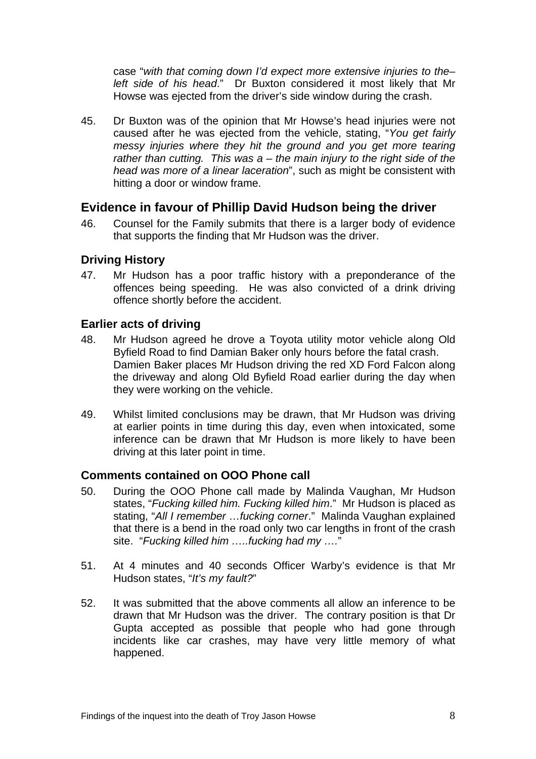case "*with that coming down I'd expect more extensive injuries to the– left side of his head*." Dr Buxton considered it most likely that Mr Howse was ejected from the driver's side window during the crash.

45. Dr Buxton was of the opinion that Mr Howse's head injuries were not caused after he was ejected from the vehicle, stating, "*You get fairly messy injuries where they hit the ground and you get more tearing rather than cutting. This was a – the main injury to the right side of the head was more of a linear laceration*", such as might be consistent with hitting a door or window frame.

## Evidence in favour of Phillip David Hudson being the driver

46. Counsel for the Family submits that there is a larger body of evidence that supports the finding that Mr Hudson was the driver.

### Driving History

47. Mr Hudson has a poor traffic history with a preponderance of the offences being speeding. He was also convicted of a drink driving offence shortly before the accident.

### Earlier acts of driving

48. Mr Hudson agreed he drove a Toyota utility motor vehicle along Old Byfield Road to find Damian Baker only hours before the fatal crash. Damien Baker places Mr Hudson driving the red XD Ford Falcon along the driveway and along Old Byfield Road earlier during the day when they were working on the vehicle.

49. Whilst limited conclusions may be drawn, that Mr Hudson was driving at earlier points in time during this day, even when intoxicated, some inference can be drawn that Mr Hudson is more likely to have been driving at this later point in time.

### Comments contained on OOO Phone call

50. During the OOO Phone call made by Malinda Vaughan, Mr Hudson states, "*Fucking killed him. Fucking killed him*." Mr Hudson is placed as stating, "*All I remember …fucking corner*." Malinda Vaughan explained that there is a bend in the road only two car lengths in front of the crash site. "*Fucking killed him …..fucking had my ….*"

51. At 4 minutes and 40 seconds Officer Warby's evidence is that Mr Hudson states, "*It's my fault?*"

52. It was submitted that the above comments all allow an inference to be drawn that Mr Hudson was the driver. The contrary position is that Dr Gupta accepted as possible that people who had gone through incidents like car crashes, may have very little memory of what happened.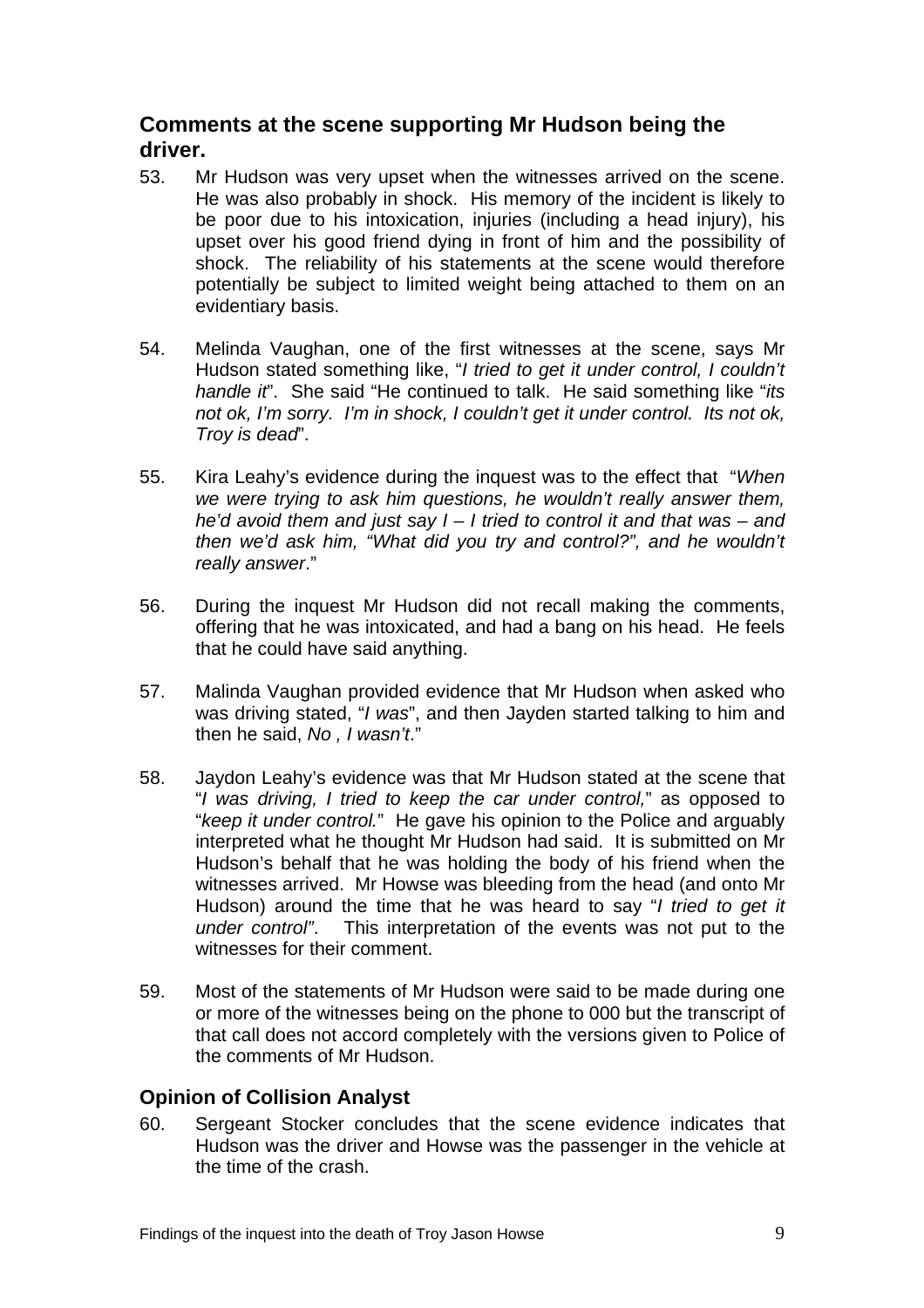## Comments at the scene supporting Mr Hudson being the driver.

53. Mr Hudson was very upset when the witnesses arrived on the scene. He was also probably in shock. His memory of the incident is likely to be poor due to his intoxication, injuries (including a head injury), his upset over his good friend dying in front of him and the possibility of shock. The reliability of his statements at the scene would therefore potentially be subject to limited weight being attached to them on an evidentiary basis.

54. Melinda Vaughan, one of the first witnesses at the scene, says Mr Hudson stated something like, "*I tried to get it under control, I couldn't handle it*". She said "He continued to talk. He said something like "*its not ok, I'm sorry. I'm in shock, I couldn't get it under control. Its not ok, Troy is dead*".

55. Kira Leahy's evidence during the inquest was to the effect that "*When we were trying to ask him questions, he wouldn't really answer them, he'd avoid them and just say I – I tried to control it and that was – and then we'd ask him, "What did you try and control?", and he wouldn't really answer*."

56. During the inquest Mr Hudson did not recall making the comments, offering that he was intoxicated, and had a bang on his head. He feels that he could have said anything.

57. Malinda Vaughan provided evidence that Mr Hudson when asked who was driving stated, "*I was*", and then Jayden started talking to him and then he said, *No , I wasn't*."

58. Jaydon Leahy's evidence was that Mr Hudson stated at the scene that "*I was driving, I tried to keep the car under control,*" as opposed to "*keep it under control.*" He gave his opinion to the Police and arguably interpreted what he thought Mr Hudson had said. It is submitted on Mr Hudson's behalf that he was holding the body of his friend when the witnesses arrived. Mr Howse was bleeding from the head (and onto Mr Hudson) around the time that he was heard to say "*I tried to get it under control"*. This interpretation of the events was not put to the witnesses for their comment.

59. Most of the statements of Mr Hudson were said to be made during one or more of the witnesses being on the phone to 000 but the transcript of that call does not accord completely with the versions given to Police of the comments of Mr Hudson.

## Opinion of Collision Analyst

60. Sergeant Stocker concludes that the scene evidence indicates that Hudson was the driver and Howse was the passenger in the vehicle at the time of the crash.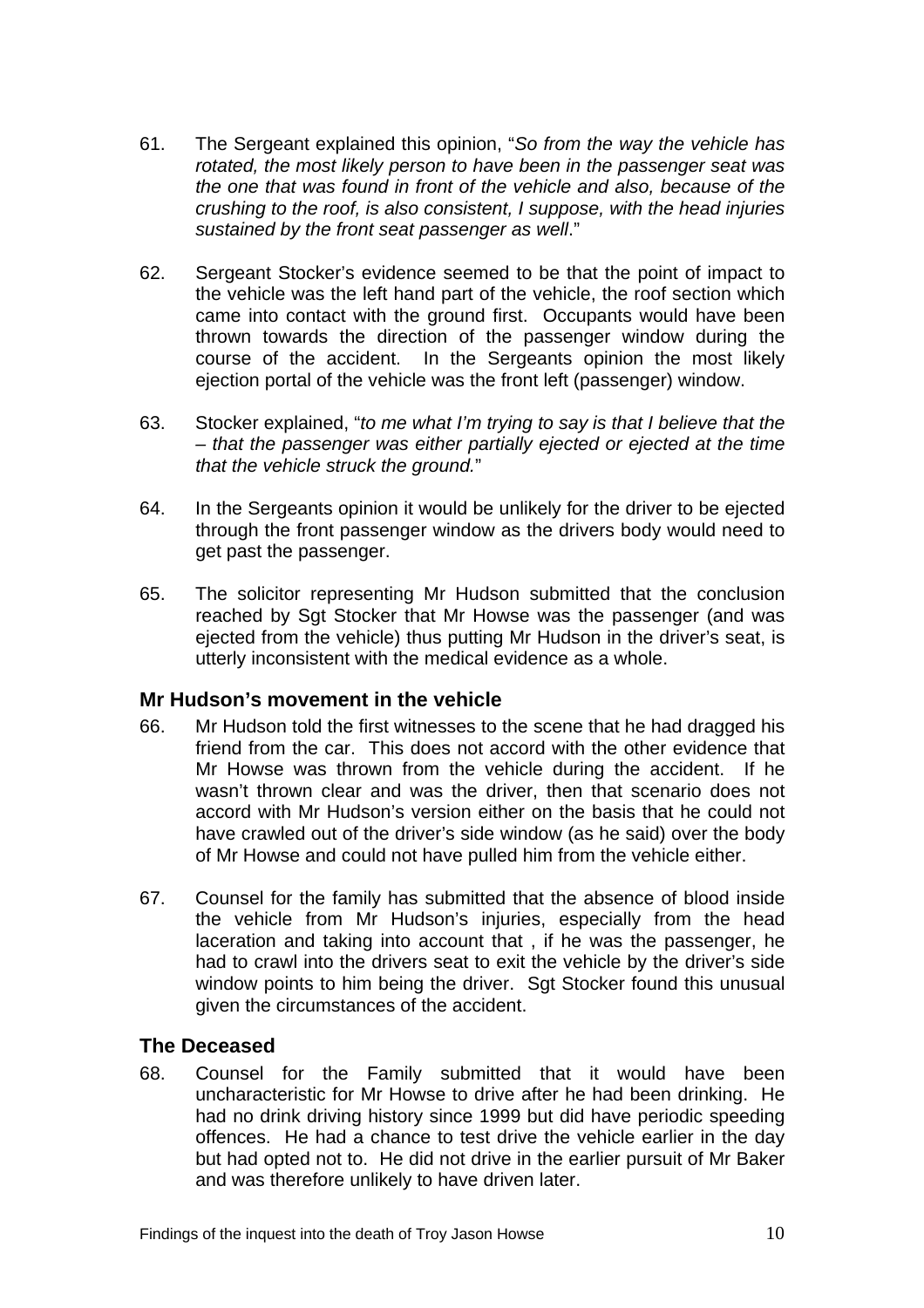61. The Sergeant explained this opinion, "*So from the way the vehicle has rotated, the most likely person to have been in the passenger seat was the one that was found in front of the vehicle and also, because of the crushing to the roof, is also consistent, I suppose, with the head injuries sustained by the front seat passenger as well*."

62. Sergeant Stocker's evidence seemed to be that the point of impact to the vehicle was the left hand part of the vehicle, the roof section which came into contact with the ground first. Occupants would have been thrown towards the direction of the passenger window during the course of the accident. In the Sergeants opinion the most likely ejection portal of the vehicle was the front left (passenger) window.

63. Stocker explained, "*to me what I'm trying to say is that I believe that the – that the passenger was either partially ejected or ejected at the time that the vehicle struck the ground.*"

64. In the Sergeants opinion it would be unlikely for the driver to be ejected through the front passenger window as the drivers body would need to get past the passenger.

65. The solicitor representing Mr Hudson submitted that the conclusion reached by Sgt Stocker that Mr Howse was the passenger (and was ejected from the vehicle) thus putting Mr Hudson in the driver's seat, is utterly inconsistent with the medical evidence as a whole.

## Mr Hudson's movement in the vehicle

66. Mr Hudson told the first witnesses to the scene that he had dragged his friend from the car. This does not accord with the other evidence that Mr Howse was thrown from the vehicle during the accident. If he wasn't thrown clear and was the driver, then that scenario does not accord with Mr Hudson's version either on the basis that he could not have crawled out of the driver's side window (as he said) over the body of Mr Howse and could not have pulled him from the vehicle either.

67. Counsel for the family has submitted that the absence of blood inside the vehicle from Mr Hudson's injuries, especially from the head laceration and taking into account that , if he was the passenger, he had to crawl into the drivers seat to exit the vehicle by the driver's side window points to him being the driver. Sgt Stocker found this unusual given the circumstances of the accident.

## The Deceased

68. Counsel for the Family submitted that it would have been uncharacteristic for Mr Howse to drive after he had been drinking. He had no drink driving history since 1999 but did have periodic speeding offences. He had a chance to test drive the vehicle earlier in the day but had opted not to. He did not drive in the earlier pursuit of Mr Baker and was therefore unlikely to have driven later.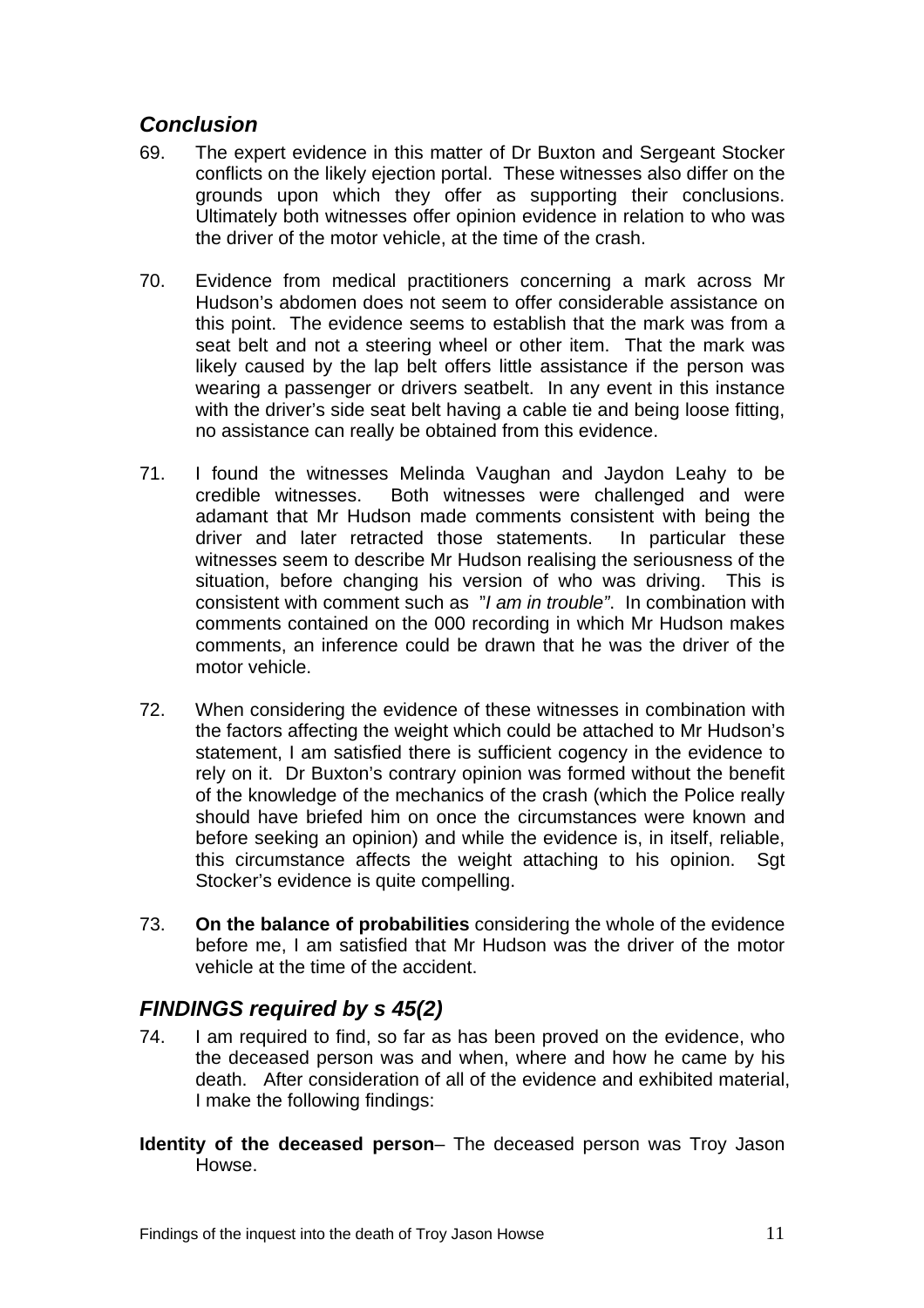## *Conclusion*

69. The expert evidence in this matter of Dr Buxton and Sergeant Stocker conflicts on the likely ejection portal. These witnesses also differ on the grounds upon which they offer as supporting their conclusions. Ultimately both witnesses offer opinion evidence in relation to who was the driver of the motor vehicle, at the time of the crash.

70. Evidence from medical practitioners concerning a mark across Mr Hudson's abdomen does not seem to offer considerable assistance on this point. The evidence seems to establish that the mark was from a seat belt and not a steering wheel or other item. That the mark was likely caused by the lap belt offers little assistance if the person was wearing a passenger or drivers seatbelt. In any event in this instance with the driver's side seat belt having a cable tie and being loose fitting, no assistance can really be obtained from this evidence.

71. I found the witnesses Melinda Vaughan and Jaydon Leahy to be credible witnesses. Both witnesses were challenged and were adamant that Mr Hudson made comments consistent with being the driver and later retracted those statements. In particular these witnesses seem to describe Mr Hudson realising the seriousness of the situation, before changing his version of who was driving. This is consistent with comment such as "*I am in trouble"*. In combination with comments contained on the 000 recording in which Mr Hudson makes comments, an inference could be drawn that he was the driver of the motor vehicle.

72. When considering the evidence of these witnesses in combination with the factors affecting the weight which could be attached to Mr Hudson's statement, I am satisfied there is sufficient cogency in the evidence to rely on it. Dr Buxton's contrary opinion was formed without the benefit of the knowledge of the mechanics of the crash (which the Police really should have briefed him on once the circumstances were known and before seeking an opinion) and while the evidence is, in itself, reliable, this circumstance affects the weight attaching to his opinion. Sgt Stocker's evidence is quite compelling.

73. **On the balance of probabilities** considering the whole of the evidence before me, I am satisfied that Mr Hudson was the driver of the motor vehicle at the time of the accident.

## *FINDINGS required by s 45(2)*

74. I am required to find, so far as has been proved on the evidence, who the deceased person was and when, where and how he came by his death. After consideration of all of the evidence and exhibited material, I make the following findings:

**Identity of the deceased person**– The deceased person was Troy Jason Howse.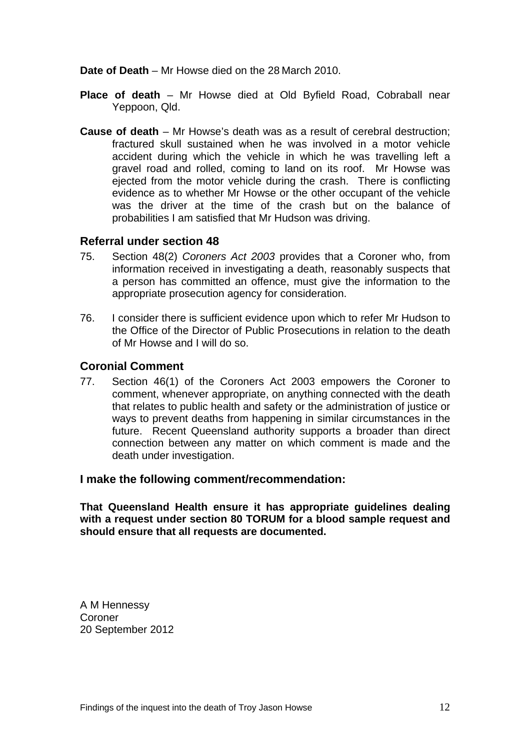**Date of Death** – Mr Howse died on the 28 March 2010.

**Place of death** – Mr Howse died at Old Byfield Road, Cobraball near Yeppoon, Qld.

**Cause of death** – Mr Howse's death was as a result of cerebral destruction; fractured skull sustained when he was involved in a motor vehicle accident during which the vehicle in which he was travelling left a gravel road and rolled, coming to land on its roof. Mr Howse was ejected from the motor vehicle during the crash. There is conflicting evidence as to whether Mr Howse or the other occupant of the vehicle was the driver at the time of the crash but on the balance of probabilities I am satisfied that Mr Hudson was driving.

## Referral under section 48

75. Section 48(2) *Coroners Act 2003* provides that a Coroner who, from information received in investigating a death, reasonably suspects that a person has committed an offence, must give the information to the appropriate prosecution agency for consideration.

76. I consider there is sufficient evidence upon which to refer Mr Hudson to the Office of the Director of Public Prosecutions in relation to the death of Mr Howse and I will do so.

## Coronial Comment

77. Section 46(1) of the Coroners Act 2003 empowers the Coroner to comment, whenever appropriate, on anything connected with the death that relates to public health and safety or the administration of justice or ways to prevent deaths from happening in similar circumstances in the future. Recent Queensland authority supports a broader than direct connection between any matter on which comment is made and the death under investigation.

## I make the following comment/recommendation:

**That Queensland Health ensure it has appropriate guidelines dealing with a request under section 80 TORUM for a blood sample request and should ensure that all requests are documented.**

A M Hennessy
Coroner
20 September 2012